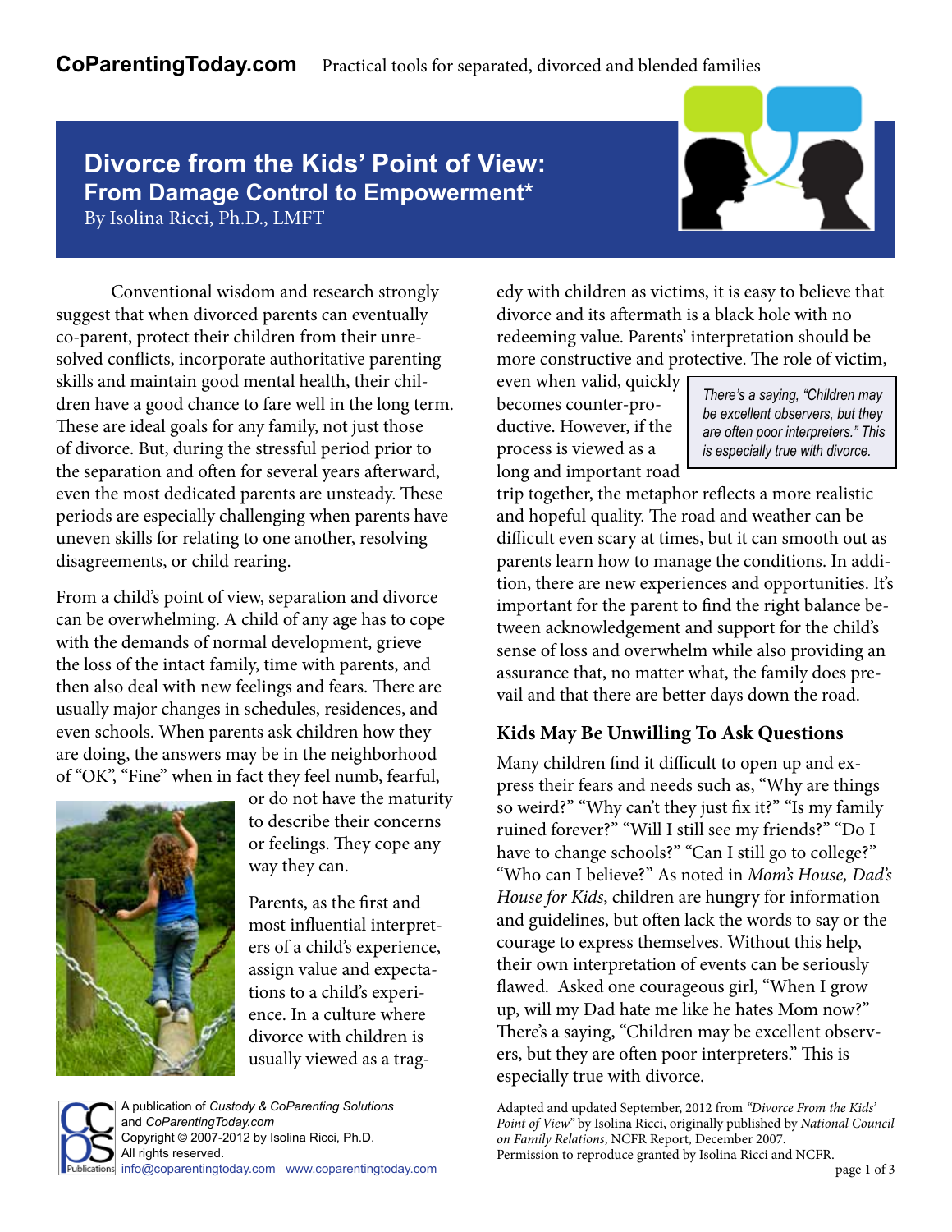**CoParentingToday.com** Practical tools for separated, divorced and blended families

# Divorce from the Kids' Point of View:

## From Damage Control to Empowerment*

By Isolina Ricci, Ph.D., LMFT

Conventional wisdom and research strongly suggest that when divorced parents can eventually co-parent, protect their children from their unresolved conflicts, incorporate authoritative parenting skills and maintain good mental health, their children have a good chance to fare well in the long term. These are ideal goals for any family, not just those of divorce. But, during the stressful period prior to the separation and often for several years afterward, even the most dedicated parents are unsteady. These periods are especially challenging when parents have uneven skills for relating to one another, resolving disagreements, or child rearing.

From a child's point of view, separation and divorce can be overwhelming. A child of any age has to cope with the demands of normal development, grieve the loss of the intact family, time with parents, and then also deal with new feelings and fears. There are usually major changes in schedules, residences, and even schools. When parents ask children how they are doing, the answers may be in the neighborhood of "OK", "Fine" when in fact they feel numb, fearful, or do not have the maturity to describe their concerns or feelings. They cope any way they can.

Parents, as the first and most influential interpreters of a child's experience, assign value and expectations to a child's experience. In a culture where divorce with children is usually viewed as a tragedy with children as victims, it is easy to believe that divorce and its aftermath is a black hole with no redeeming value. Parents' interpretation should be more constructive and protective. The role of victim, even when valid, quickly becomes counter-productive. However, if the process is viewed as a long and important road trip together, the metaphor reflects a more realistic and hopeful quality. The road and weather can be difficult even scary at times, but it can smooth out as parents learn how to manage the conditions. In addition, there are new experiences and opportunities. It's important for the parent to find the right balance between acknowledgement and support for the child's sense of loss and overwhelm while also providing an assurance that, no matter what, the family does prevail and that there are better days down the road.

> *There's a saying, "Children may be excellent observers, but they are often poor interpreters." This is especially true with divorce.*

### Kids May Be Unwilling To Ask Questions

Many children find it difficult to open up and express their fears and needs such as, "Why are things so weird?" "Why can't they just fix it?" "Is my family ruined forever?" "Will I still see my friends?" "Do I have to change schools?" "Can I still go to college?" "Who can I believe?" As noted in *Mom's House, Dad's House for Kids*, children are hungry for information and guidelines, but often lack the words to say or the courage to express themselves. Without this help, their own interpretation of events can be seriously flawed. Asked one courageous girl, "When I grow up, will my Dad hate me like he hates Mom now?" There's a saying, "Children may be excellent observers, but they are often poor interpreters." This is especially true with divorce.

Adapted and updated September, 2012 from *"Divorce From the Kids' Point of View"* by Isolina Ricci, originally published by *National Council on Family Relations*, NCFR Report, December 2007.
Permission to reproduce granted by Isolina Ricci and NCFR.

A publication of *Custody & CoParenting Solutions* and *CoParentingToday.com*
Copyright © 2007-2012 by Isolina Ricci, Ph.D.
All rights reserved.
info@coparentingtoday.com www.coparentingtoday.com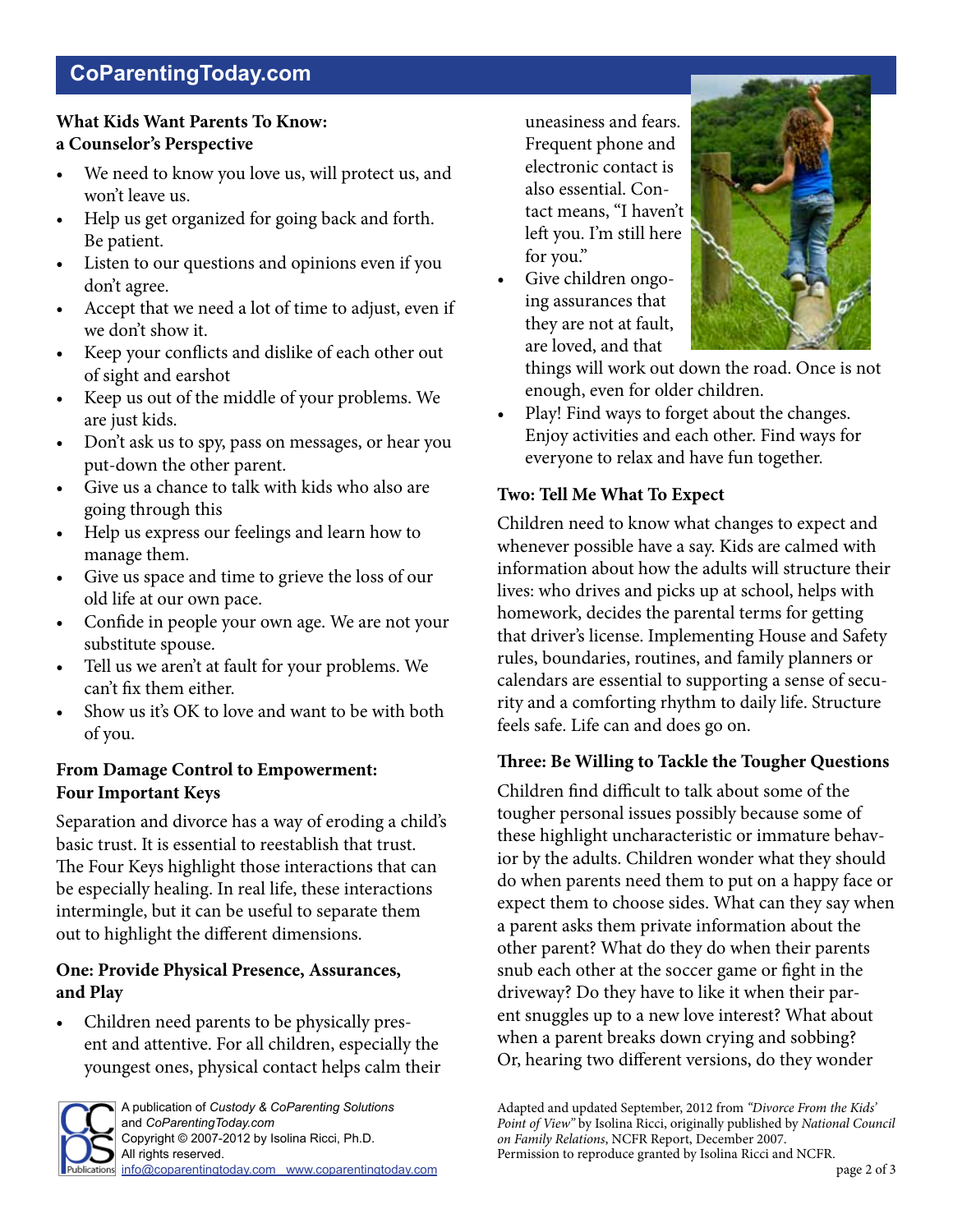### What Kids Want Parents To Know: a Counselor's Perspective

- We need to know you love us, will protect us, and won't leave us.
- Help us get organized for going back and forth. Be patient.
- Listen to our questions and opinions even if you don't agree.
- Accept that we need a lot of time to adjust, even if we don't show it.
- Keep your conflicts and dislike of each other out of sight and earshot
- Keep us out of the middle of your problems. We are just kids.
- Don't ask us to spy, pass on messages, or hear you put-down the other parent.
- Give us a chance to talk with kids who also are going through this
- Help us express our feelings and learn how to manage them.
- Give us space and time to grieve the loss of our old life at our own pace.
- Confide in people your own age. We are not your substitute spouse.
- Tell us we aren't at fault for your problems. We can't fix them either.
- Show us it's OK to love and want to be with both of you.

### From Damage Control to Empowerment: Four Important Keys

Separation and divorce has a way of eroding a child's basic trust. It is essential to reestablish that trust. The Four Keys highlight those interactions that can be especially healing. In real life, these interactions intermingle, but it can be useful to separate them out to highlight the different dimensions.

### One: Provide Physical Presence, Assurances, and Play

- Children need parents to be physically present and attentive. For all children, especially the youngest ones, physical contact helps calm their uneasiness and fears. Frequent phone and electronic contact is also essential. Contact means, "I haven't left you. I'm still here for you."
- Give children ongoing assurances that they are not at fault, are loved, and that things will work out down the road. Once is not enough, even for older children.
- Play! Find ways to forget about the changes. Enjoy activities and each other. Find ways for everyone to relax and have fun together.

### Two: Tell Me What To Expect

Children need to know what changes to expect and whenever possible have a say. Kids are calmed with information about how the adults will structure their lives: who drives and picks up at school, helps with homework, decides the parental terms for getting that driver's license. Implementing House and Safety rules, boundaries, routines, and family planners or calendars are essential to supporting a sense of security and a comforting rhythm to daily life. Structure feels safe. Life can and does go on.

### Three: Be Willing to Tackle the Tougher Questions

Children find difficult to talk about some of the tougher personal issues possibly because some of these highlight uncharacteristic or immature behavior by the adults. Children wonder what they should do when parents need them to put on a happy face or expect them to choose sides. What can they say when a parent asks them private information about the other parent? What do they do when their parents snub each other at the soccer game or fight in the driveway? Do they have to like it when their parent snuggles up to a new love interest? What about when a parent breaks down crying and sobbing? Or, hearing two different versions, do they wonder

A publication of *Custody & CoParenting Solutions* and *CoParentingToday.com*
Copyright © 2007-2012 by Isolina Ricci, Ph.D.
All rights reserved.
info@coparentingtoday.com www.coparentingtoday.com

Adapted and updated September, 2012 from *"Divorce From the Kids' Point of View"* by Isolina Ricci, originally published by *National Council on Family Relations*, NCFR Report, December 2007.
Permission to reproduce granted by Isolina Ricci and NCFR.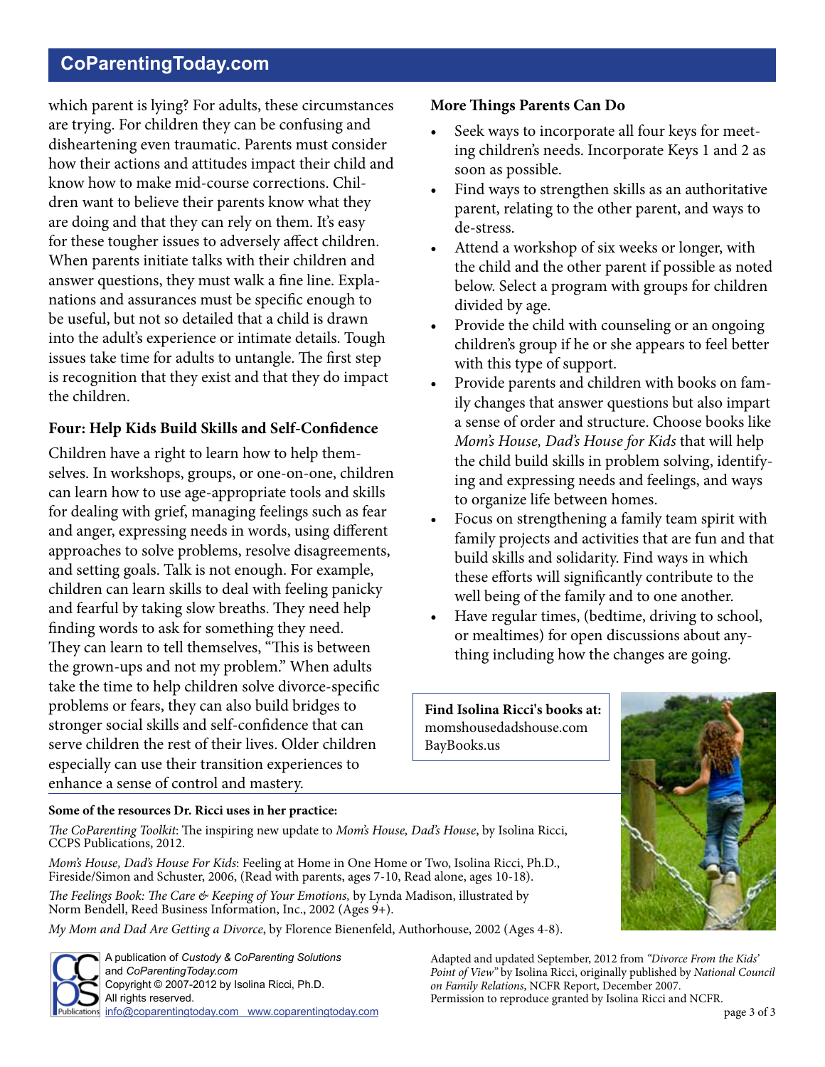which parent is lying? For adults, these circumstances are trying. For children they can be confusing and disheartening even traumatic. Parents must consider how their actions and attitudes impact their child and know how to make mid-course corrections. Children want to believe their parents know what they are doing and that they can rely on them. It's easy for these tougher issues to adversely affect children. When parents initiate talks with their children and answer questions, they must walk a fine line. Explanations and assurances must be specific enough to be useful, but not so detailed that a child is drawn into the adult's experience or intimate details. Tough issues take time for adults to untangle. The first step is recognition that they exist and that they do impact the children.

### Four: Help Kids Build Skills and Self-Confidence

Children have a right to learn how to help themselves. In workshops, groups, or one-on-one, children can learn how to use age-appropriate tools and skills for dealing with grief, managing feelings such as fear and anger, expressing needs in words, using different approaches to solve problems, resolve disagreements, and setting goals. Talk is not enough. For example, children can learn skills to deal with feeling panicky and fearful by taking slow breaths. They need help finding words to ask for something they need. They can learn to tell themselves, "This is between the grown-ups and not my problem." When adults take the time to help children solve divorce-specific problems or fears, they can also build bridges to stronger social skills and self-confidence that can serve children the rest of their lives. Older children especially can use their transition experiences to enhance a sense of control and mastery.

### More Things Parents Can Do

- Seek ways to incorporate all four keys for meeting children's needs. Incorporate Keys 1 and 2 as soon as possible.
- Find ways to strengthen skills as an authoritative parent, relating to the other parent, and ways to de-stress.
- Attend a workshop of six weeks or longer, with the child and the other parent if possible as noted below. Select a program with groups for children divided by age.
- Provide the child with counseling or an ongoing children's group if he or she appears to feel better with this type of support.
- Provide parents and children with books on family changes that answer questions but also impart a sense of order and structure. Choose books like *Mom's House, Dad's House for Kids* that will help the child build skills in problem solving, identifying and expressing needs and feelings, and ways to organize life between homes.
- Focus on strengthening a family team spirit with family projects and activities that are fun and that build skills and solidarity. Find ways in which these efforts will significantly contribute to the well being of the family and to one another.
- Have regular times, (bedtime, driving to school, or mealtimes) for open discussions about anything including how the changes are going.

**Find Isolina Ricci's books at:**
momshousedadshouse.com
BayBooks.us

**Some of the resources Dr. Ricci uses in her practice:**

*The CoParenting Toolkit*: The inspiring new update to *Mom's House, Dad's House*, by Isolina Ricci, CCPS Publications, 2012.

*Mom's House, Dad's House For Kids*: Feeling at Home in One Home or Two, Isolina Ricci, Ph.D., Fireside/Simon and Schuster, 2006, (Read with parents, ages 7-10, Read alone, ages 10-18).

*The Feelings Book: The Care & Keeping of Your Emotions,* by Lynda Madison, illustrated by Norm Bendell, Reed Business Information, Inc., 2002 (Ages 9+).

*My Mom and Dad Are Getting a Divorce*, by Florence Bienenfeld, Authorhouse, 2002 (Ages 4-8).

A publication of *Custody & CoParenting Solutions* and *CoParentingToday.com*
Copyright © 2007-2012 by Isolina Ricci, Ph.D.
All rights reserved.
info@coparentingtoday.com www.coparentingtoday.com

Adapted and updated September, 2012 from *"Divorce From the Kids' Point of View"* by Isolina Ricci, originally published by *National Council on Family Relations*, NCFR Report, December 2007.
Permission to reproduce granted by Isolina Ricci and NCFR.